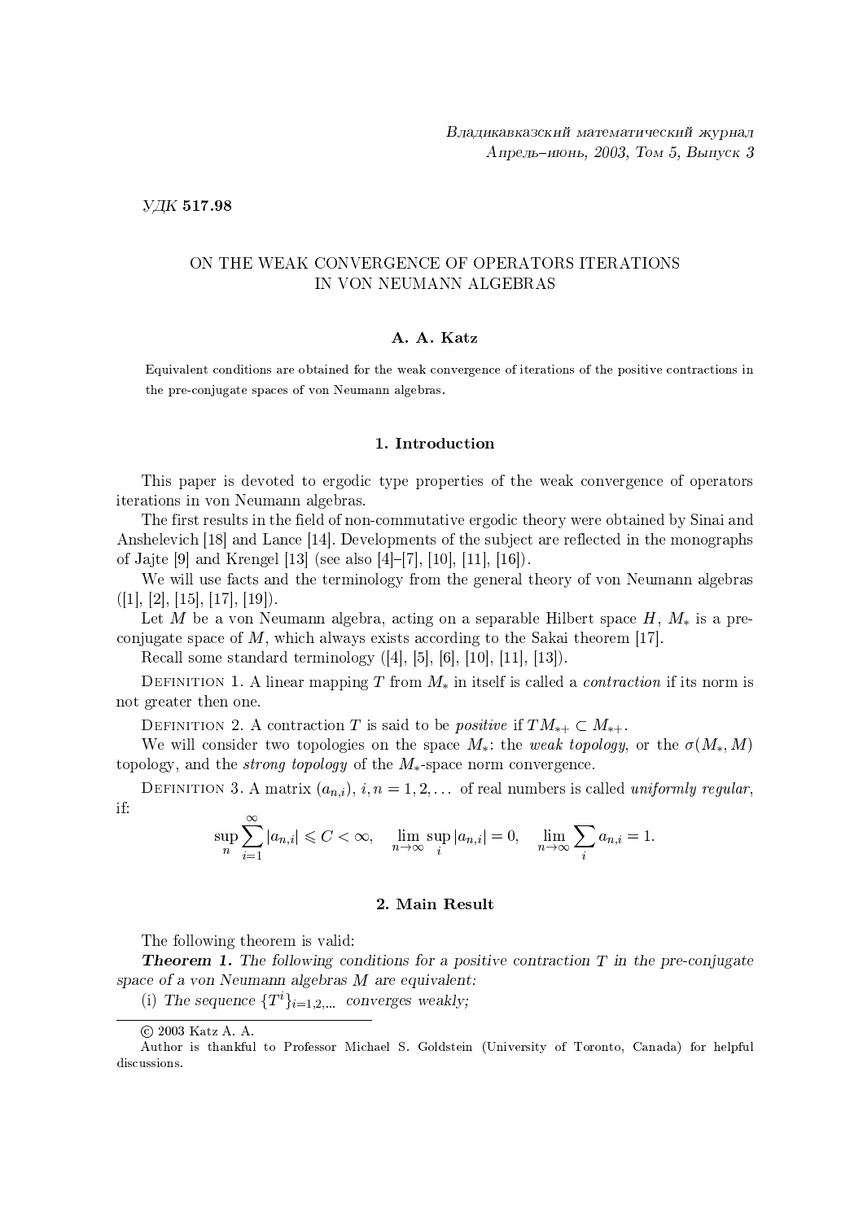Владикавказский математический журнал
Апрель–июнь, 2003, Том 5, Выпуск 3

УДК **517.98**

# ON THE WEAK CONVERGENCE OF OPERATORS ITERATIONS IN VON NEUMANN ALGEBRAS

**A. A. Katz**

Equivalent conditions are obtained for the weak convergence of iterations of the positive contractions in the pre-conjugate spaces of von Neumann algebras.

## 1. Introduction

This paper is devoted to ergodic type properties of the weak convergence of operators iterations in von Neumann algebras.

The first results in the field of non-commutative ergodic theory were obtained by Sinai and Anshelevich [18] and Lance [14]. Developments of the subject are reflected in the monographs of Jajte [9] and Krengel [13] (see also [4]–[7], [10], [11], [16]).

We will use facts and the terminology from the general theory of von Neumann algebras ([1], [2], [15], [17], [19]).

Let $M$ be a von Neumann algebra, acting on a separable Hilbert space $H$, $M_*$ is a pre-conjugate space of $M$, which always exists according to the Sakai theorem [17].

Recall some standard terminology ([4], [5], [6], [10], [11], [13]).

Definition 1. A linear mapping $T$ from $M_*$ in itself is called a *contraction* if its norm is not greater then one.

Definition 2. A contraction $T$ is said to be *positive* if $TM_{*+} \subset M_{*+}$.

We will consider two topologies on the space $M_*$: the *weak topology*, or the $\sigma(M_*, M)$ topology, and the *strong topology* of the $M_*$-space norm convergence.

Definition 3. A matrix $(a_{n,i})$, $i, n = 1, 2, \dots$ of real numbers is called *uniformly regular*, if:

$$\sup_n \sum_{i=1}^{\infty} |a_{n,i}| \leqslant C < \infty, \quad \lim_{n\to\infty} \sup_i |a_{n,i}| = 0, \quad \lim_{n\to\infty} \sum_i a_{n,i} = 1.$$

## 2. Main Result

The following theorem is valid:

***Theorem 1.*** *The following conditions for a positive contraction $T$ in the pre-conjugate space of a von Neumann algebras $M$ are equivalent:*

(i) *The sequence $\{T^i\}_{i=1,2,\dots}$ converges weakly;*

© 2003 Katz A. A.

Author is thankful to Professor Michael S. Goldstein (University of Toronto, Canada) for helpful discussions.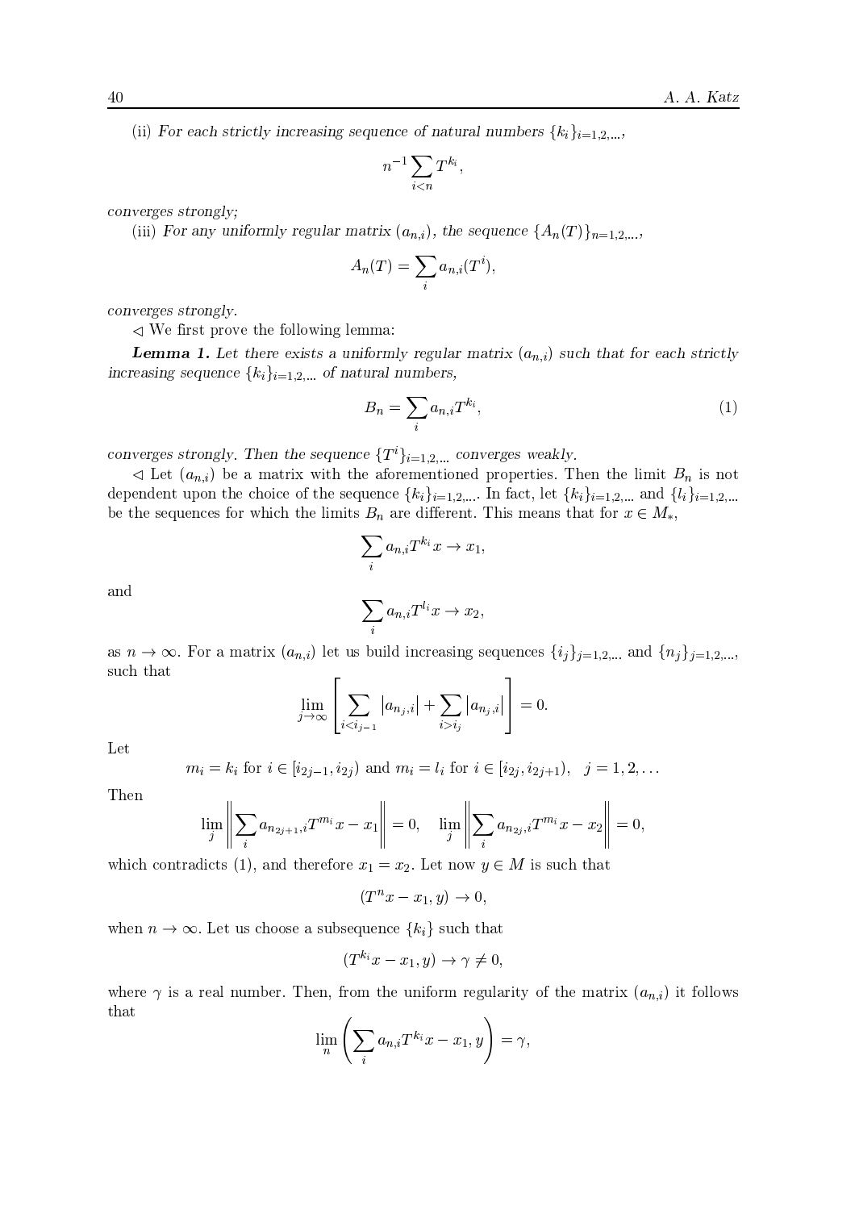(ii) *For each strictly increasing sequence of natural numbers* $\{k_i\}_{i=1,2,\dots}$,

$$n^{-1}\sum_{i<n} T^{k_i},$$

*converges strongly;*

(iii) *For any uniformly regular matrix* $(a_{n,i})$, *the sequence* $\{A_n(T)\}_{n=1,2,\dots}$,

$$A_n(T) = \sum_i a_{n,i}(T^i),$$

*converges strongly.*

$\lhd$ We first prove the following lemma:

***Lemma 1.*** *Let there exists a uniformly regular matrix* $(a_{n,i})$ *such that for each strictly increasing sequence* $\{k_i\}_{i=1,2,\dots}$ *of natural numbers,*

$$B_n = \sum_i a_{n,i} T^{k_i}, \tag{1}$$

*converges strongly. Then the sequence* $\{T^i\}_{i=1,2,\dots}$ *converges weakly.*

$\lhd$ Let $(a_{n,i})$ be a matrix with the aforementioned properties. Then the limit $B_n$ is not dependent upon the choice of the sequence $\{k_i\}_{i=1,2,\dots}$. In fact, let $\{k_i\}_{i=1,2,\dots}$ and $\{l_i\}_{i=1,2,\dots}$ be the sequences for which the limits $B_n$ are different. This means that for $x \in M_*$,

$$\sum_i a_{n,i} T^{k_i} x \to x_1,$$

and

$$\sum_i a_{n,i} T^{l_i} x \to x_2,$$

as $n \to \infty$. For a matrix $(a_{n,i})$ let us build increasing sequences $\{i_j\}_{j=1,2,\dots}$ and $\{n_j\}_{j=1,2,\dots}$, such that

$$\lim_{j\to\infty}\left[\sum_{i<i_{j-1}} |a_{n_j,i}| + \sum_{i>i_j} |a_{n_j,i}|\right] = 0.$$

Let

$$m_i = k_i \text{ for } i \in [i_{2j-1}, i_{2j}) \text{ and } m_i = l_i \text{ for } i \in [i_{2j}, i_{2j+1}), \quad j = 1, 2, \dots$$

Then

$$\lim_j \left\| \sum_i a_{n_{2j+1},i} T^{m_i} x - x_1 \right\| = 0, \quad \lim_j \left\| \sum_i a_{n_{2j},i} T^{m_i} x - x_2 \right\| = 0,$$

which contradicts (1), and therefore $x_1 = x_2$. Let now $y \in M$ is such that

$$(T^n x - x_1, y) \to 0,$$

when $n \to \infty$. Let us choose a subsequence $\{k_i\}$ such that

$$(T^{k_i} x - x_1, y) \to \gamma \neq 0,$$

where $\gamma$ is a real number. Then, from the uniform regularity of the matrix $(a_{n,i})$ it follows that

$$\lim_n \left( \sum_i a_{n,i} T^{k_i} x - x_1, y \right) = \gamma,$$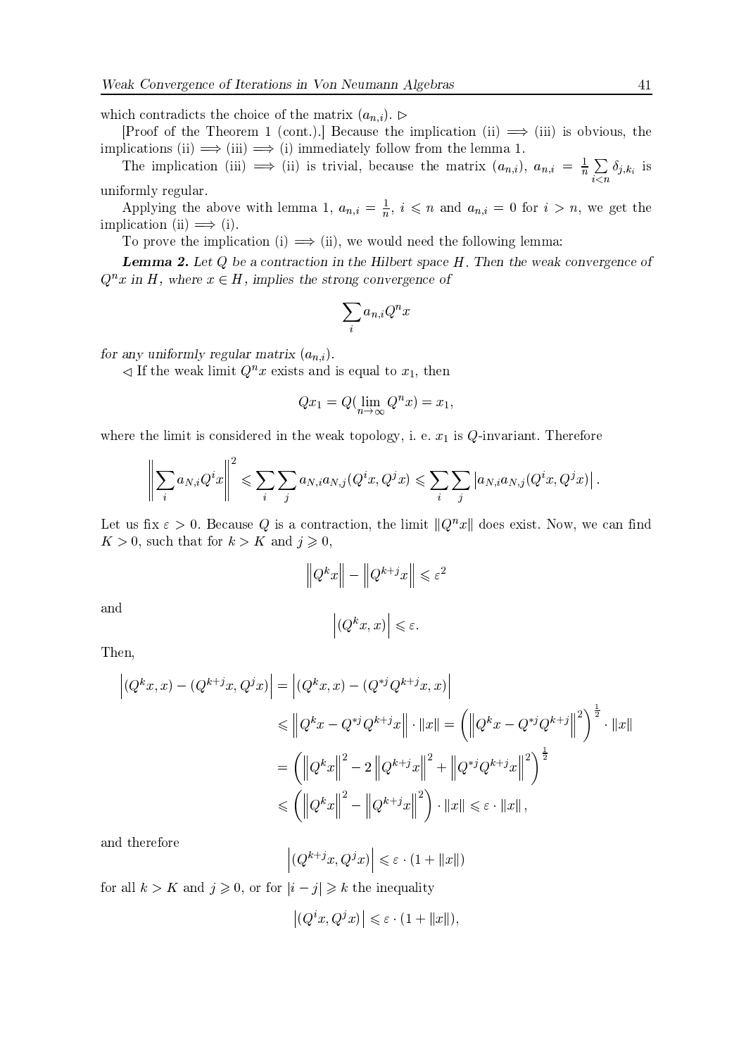which contradicts the choice of the matrix $(a_{n,i})$. $\rhd$

[Proof of the Theorem 1 (cont.).] Because the implication (ii) $\Longrightarrow$ (iii) is obvious, the implications (ii) $\Longrightarrow$ (iii) $\Longrightarrow$ (i) immediately follow from the lemma 1.

The implication (iii) $\Longrightarrow$ (ii) is trivial, because the matrix $(a_{n,i})$, $a_{n,i} = \frac{1}{n}\sum\limits_{i<n} \delta_{j,k_i}$ is uniformly regular.

Applying the above with lemma 1, $a_{n,i} = \frac{1}{n}$, $i \leqslant n$ and $a_{n,i} = 0$ for $i > n$, we get the implication (ii) $\Longrightarrow$ (i).

To prove the implication (i) $\Longrightarrow$ (ii), we would need the following lemma:

***Lemma 2.*** *Let $Q$ be a contraction in the Hilbert space $H$. Then the weak convergence of $Q^n x$ in $H$, where $x \in H$, implies the strong convergence of*

$$\sum_i a_{n,i} Q^n x$$

*for any uniformly regular matrix $(a_{n,i})$.*

$\lhd$ If the weak limit $Q^n x$ exists and is equal to $x_1$, then

$$Qx_1 = Q(\lim_{n\to\infty} Q^n x) = x_1,$$

where the limit is considered in the weak topology, i. e. $x_1$ is $Q$-invariant. Therefore

$$\left\| \sum_i a_{N,i} Q^i x \right\|^2 \leqslant \sum_i \sum_j a_{N,i} a_{N,j} (Q^i x, Q^j x) \leqslant \sum_i \sum_j \left| a_{N,i} a_{N,j} (Q^i x, Q^j x) \right|.$$

Let us fix $\varepsilon > 0$. Because $Q$ is a contraction, the limit $\|Q^n x\|$ does exist. Now, we can find $K > 0$, such that for $k > K$ and $j \geqslant 0$,

$$\left\| Q^k x \right\| - \left\| Q^{k+j} x \right\| \leqslant \varepsilon^2$$

and

$$\left| (Q^k x, x) \right| \leqslant \varepsilon.$$

Then,

$$\begin{aligned}
\left| (Q^k x, x) - (Q^{k+j} x, Q^j x) \right| &= \left| (Q^k x, x) - (Q^{*j} Q^{k+j} x, x) \right| \\
&\leqslant \left\| Q^k x - Q^{*j} Q^{k+j} x \right\| \cdot \|x\| = \left( \left\| Q^k x - Q^{*j} Q^{k+j} \right\|^2 \right)^{\frac{1}{2}} \cdot \|x\| \\
&= \left( \left\| Q^k x \right\|^2 - 2 \left\| Q^{k+j} x \right\|^2 + \left\| Q^{*j} Q^{k+j} x \right\|^2 \right)^{\frac{1}{2}} \\
&\leqslant \left( \left\| Q^k x \right\|^2 - \left\| Q^{k+j} x \right\|^2 \right) \cdot \|x\| \leqslant \varepsilon \cdot \|x\|,
\end{aligned}$$

and therefore

$$\left| (Q^{k+j} x, Q^j x) \right| \leqslant \varepsilon \cdot (1 + \|x\|)$$

for all $k > K$ and $j \geqslant 0$, or for $|i - j| \geqslant k$ the inequality

$$\left| (Q^i x, Q^j x) \right| \leqslant \varepsilon \cdot (1 + \|x\|),$$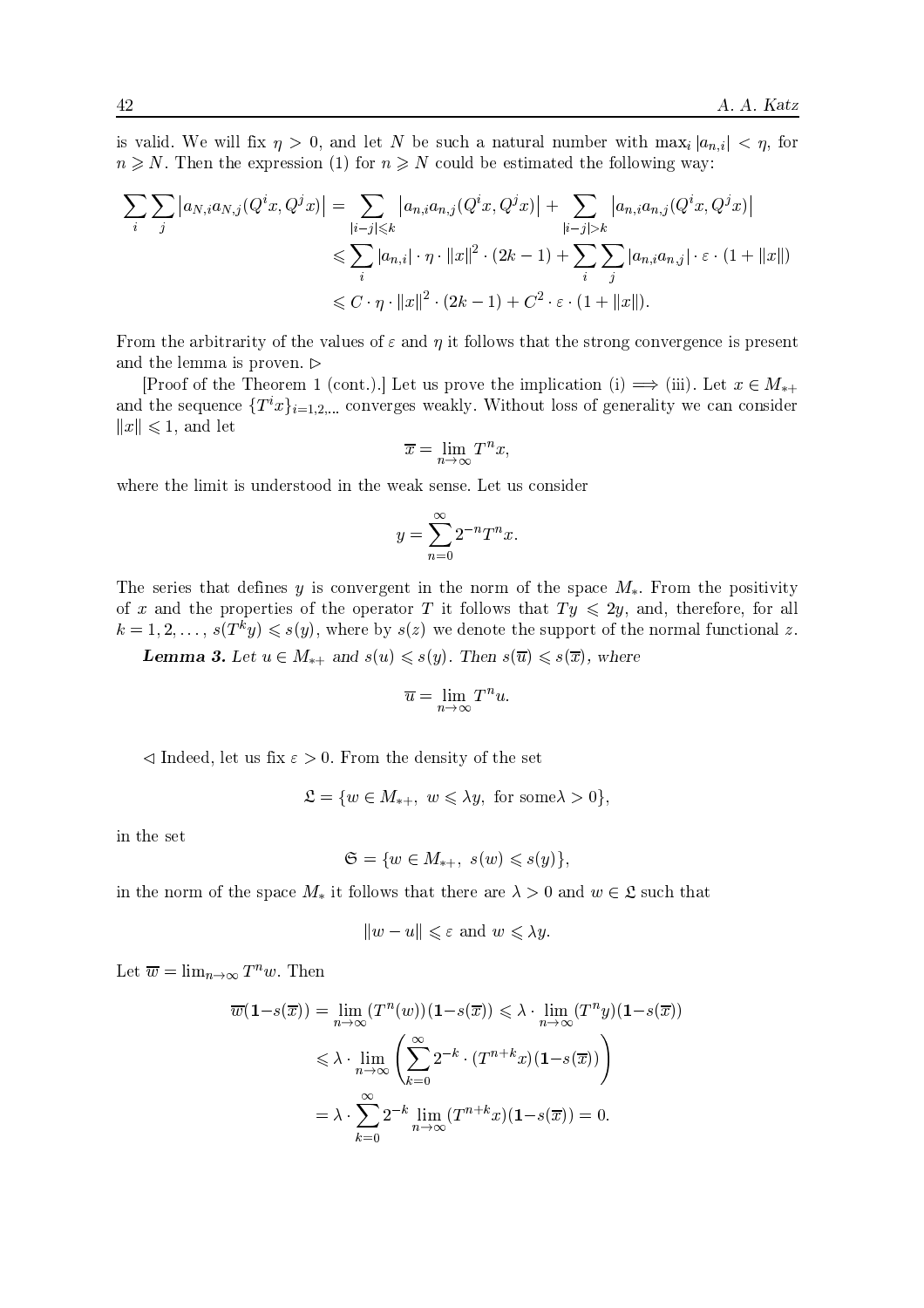is valid. We will fix $\eta > 0$, and let $N$ be such a natural number with $\max_i |a_{n,i}| < \eta$, for $n \geqslant N$. Then the expression (1) for $n \geqslant N$ could be estimated the following way:

$$
\begin{aligned}
\sum_i \sum_j \left|a_{N,i} a_{N,j} (Q^i x, Q^j x)\right| &= \sum_{|i-j| \leqslant k} \left|a_{n,i} a_{n,j} (Q^i x, Q^j x)\right| + \sum_{|i-j| > k} \left|a_{n,i} a_{n,j} (Q^i x, Q^j x)\right| \\
&\leqslant \sum_i |a_{n,i}| \cdot \eta \cdot \|x\|^2 \cdot (2k-1) + \sum_i \sum_j |a_{n,i} a_{n,j}| \cdot \varepsilon \cdot (1 + \|x\|) \\
&\leqslant C \cdot \eta \cdot \|x\|^2 \cdot (2k-1) + C^2 \cdot \varepsilon \cdot (1 + \|x\|).
\end{aligned}
$$

From the arbitrarity of the values of $\varepsilon$ and $\eta$ it follows that the strong convergence is present and the lemma is proven. $\triangleright$

[Proof of the Theorem 1 (cont.).] Let us prove the implication (i) $\Longrightarrow$ (iii). Let $x \in M_{*+}$ and the sequence $\{T^i x\}_{i=1,2,\ldots}$ converges weakly. Without loss of generality we can consider $\|x\| \leqslant 1$, and let

$$
\overline{x} = \lim_{n \to \infty} T^n x,
$$

where the limit is understood in the weak sense. Let us consider

$$
y = \sum_{n=0}^{\infty} 2^{-n} T^n x.
$$

The series that defines $y$ is convergent in the norm of the space $M_*$. From the positivity of $x$ and the properties of the operator $T$ it follows that $Ty \leqslant 2y$, and, therefore, for all $k = 1, 2, \ldots$, $s(T^k y) \leqslant s(y)$, where by $s(z)$ we denote the support of the normal functional $z$.

***Lemma 3.*** *Let $u \in M_{*+}$ and $s(u) \leqslant s(y)$. Then $s(\overline{u}) \leqslant s(\overline{x})$, where*

$$
\overline{u} = \lim_{n \to \infty} T^n u.
$$

$\triangleleft$ Indeed, let us fix $\varepsilon > 0$. From the density of the set

$$
\mathfrak{L} = \{w \in M_{*+},\ w \leqslant \lambda y, \text{ for some} \lambda > 0\},
$$

in the set

$$
\mathfrak{S} = \{w \in M_{*+},\ s(w) \leqslant s(y)\},
$$

in the norm of the space $M_*$ it follows that there are $\lambda > 0$ and $w \in \mathfrak{L}$ such that

$$
\|w - u\| \leqslant \varepsilon \text{ and } w \leqslant \lambda y.
$$

Let $\overline{w} = \lim_{n \to \infty} T^n w$. Then

$$
\begin{aligned}
\overline{w}(\mathbf{1} - s(\overline{x})) &= \lim_{n \to \infty} (T^n(w))(\mathbf{1} - s(\overline{x})) \leqslant \lambda \cdot \lim_{n \to \infty} (T^n y)(\mathbf{1} - s(\overline{x})) \\
&\leqslant \lambda \cdot \lim_{n \to \infty} \left( \sum_{k=0}^{\infty} 2^{-k} \cdot (T^{n+k} x)(\mathbf{1} - s(\overline{x})) \right) \\
&= \lambda \cdot \sum_{k=0}^{\infty} 2^{-k} \lim_{n \to \infty} (T^{n+k} x)(\mathbf{1} - s(\overline{x})) = 0.
\end{aligned}
$$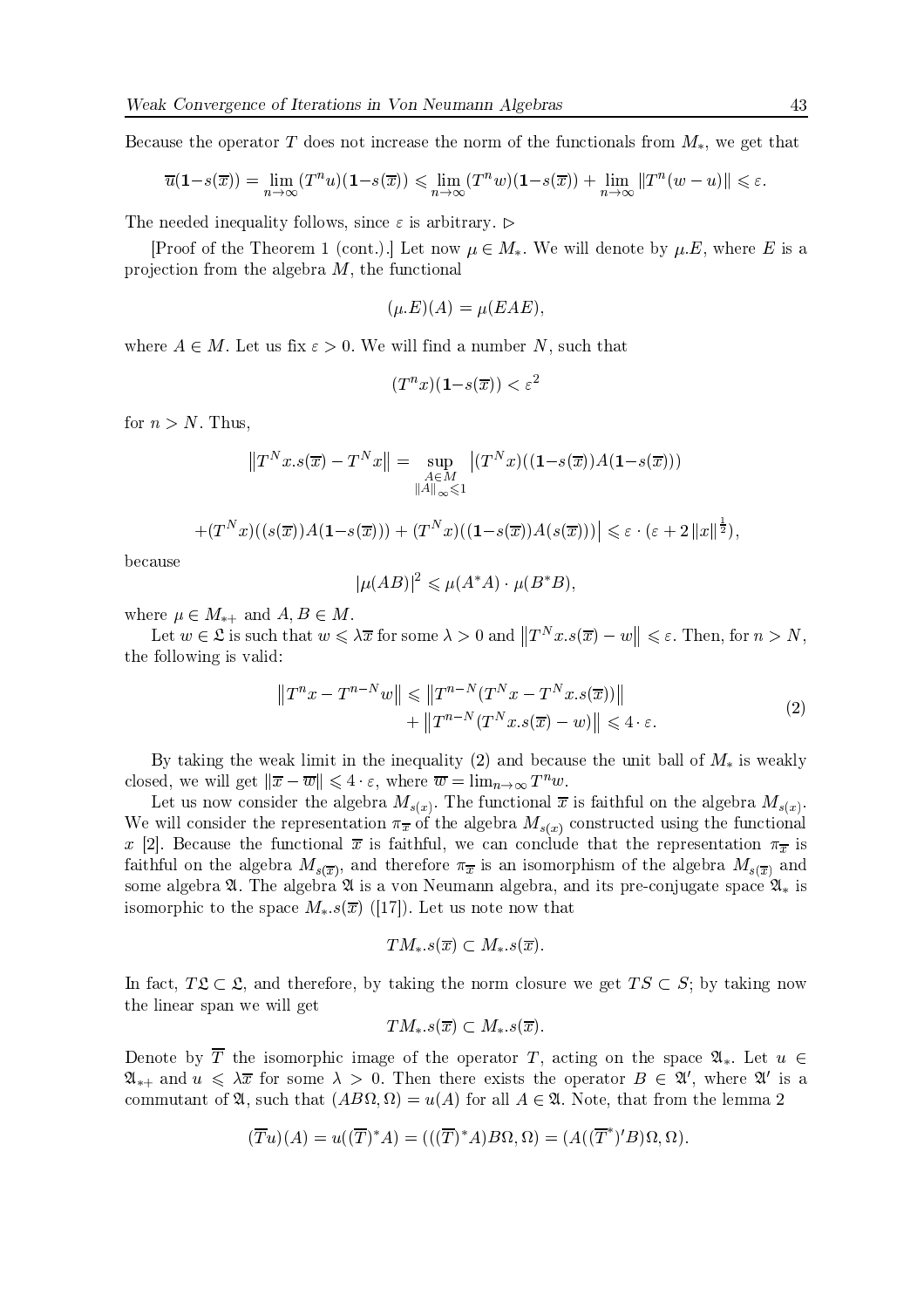Because the operator $T$ does not increase the norm of the functionals from $M_*$, we get that

$$\overline{u}(\mathbf{1}-s(\overline{x})) = \lim_{n\to\infty}(T^n u)(\mathbf{1}-s(\overline{x})) \leqslant \lim_{n\to\infty}(T^n w)(\mathbf{1}-s(\overline{x})) + \lim_{n\to\infty}\|T^n(w-u)\| \leqslant \varepsilon.$$

The needed inequality follows, since $\varepsilon$ is arbitrary. $\triangleright$

[Proof of the Theorem 1 (cont.).] Let now $\mu \in M_*$. We will denote by $\mu.E$, where $E$ is a projection from the algebra $M$, the functional

$$(\mu.E)(A) = \mu(EAE),$$

where $A \in M$. Let us fix $\varepsilon > 0$. We will find a number $N$, such that

$$(T^n x)(\mathbf{1}-s(\overline{x})) < \varepsilon^2$$

for $n > N$. Thus,

$$\left\|T^N x.s(\overline{x}) - T^N x\right\| = \sup_{\substack{A\in M\\ \|A\|_\infty\leqslant 1}} \big|(T^N x)((\mathbf{1}-s(\overline{x}))A(\mathbf{1}-s(\overline{x}))) $$

$$+(T^N x)((s(\overline{x}))A(\mathbf{1}-s(\overline{x}))) + (T^N x)((\mathbf{1}-s(\overline{x}))A(s(\overline{x})))\big| \leqslant \varepsilon\cdot(\varepsilon + 2\|x\|^{\frac{1}{2}}),$$

because

$$|\mu(AB)|^2 \leqslant \mu(A^*A)\cdot\mu(B^*B),$$

where $\mu \in M_{*+}$ and $A, B \in M$.

Let $w \in \mathfrak{L}$ is such that $w \leqslant \lambda\overline{x}$ for some $\lambda > 0$ and $\left\|T^N x.s(\overline{x}) - w\right\| \leqslant \varepsilon$. Then, for $n > N$, the following is valid:

$$\begin{aligned}\left\|T^n x - T^{n-N} w\right\| &\leqslant \left\|T^{n-N}(T^N x - T^N x.s(\overline{x}))\right\| \\ &\quad + \left\|T^{n-N}(T^N x.s(\overline{x}) - w)\right\| \leqslant 4\cdot\varepsilon.\end{aligned} \tag{2}$$

By taking the weak limit in the inequality (2) and because the unit ball of $M_*$ is weakly closed, we will get $\|\overline{x} - \overline{w}\| \leqslant 4\cdot\varepsilon$, where $\overline{w} = \lim_{n\to\infty} T^n w$.

Let us now consider the algebra $M_{s(x)}$. The functional $\overline{x}$ is faithful on the algebra $M_{s(x)}$. We will consider the representation $\pi_{\overline{x}}$ of the algebra $M_{s(x)}$ constructed using the functional $x$ [2]. Because the functional $\overline{x}$ is faithful, we can conclude that the representation $\pi_{\overline{x}}$ is faithful on the algebra $M_{s(\overline{x})}$, and therefore $\pi_{\overline{x}}$ is an isomorphism of the algebra $M_{s(\overline{x})}$ and some algebra $\mathfrak{A}$. The algebra $\mathfrak{A}$ is a von Neumann algebra, and its pre-conjugate space $\mathfrak{A}_*$ is isomorphic to the space $M_*.s(\overline{x})$ ([17]). Let us note now that

$$TM_*.s(\overline{x}) \subset M_*.s(\overline{x}).$$

In fact, $T\mathfrak{L} \subset \mathfrak{L}$, and therefore, by taking the norm closure we get $TS \subset S$; by taking now the linear span we will get

$$TM_*.s(\overline{x}) \subset M_*.s(\overline{x}).$$

Denote by $\overline{T}$ the isomorphic image of the operator $T$, acting on the space $\mathfrak{A}_*$. Let $u \in \mathfrak{A}_{*+}$ and $u \leqslant \lambda\overline{x}$ for some $\lambda > 0$. Then there exists the operator $B \in \mathfrak{A}'$, where $\mathfrak{A}'$ is a commutant of $\mathfrak{A}$, such that $(AB\Omega, \Omega) = u(A)$ for all $A \in \mathfrak{A}$. Note, that from the lemma 2

$$(\overline{T}u)(A) = u((\overline{T})^*A) = (((\overline{T})^*A)B\Omega, \Omega) = (A((\overline{T}^*)'B)\Omega, \Omega).$$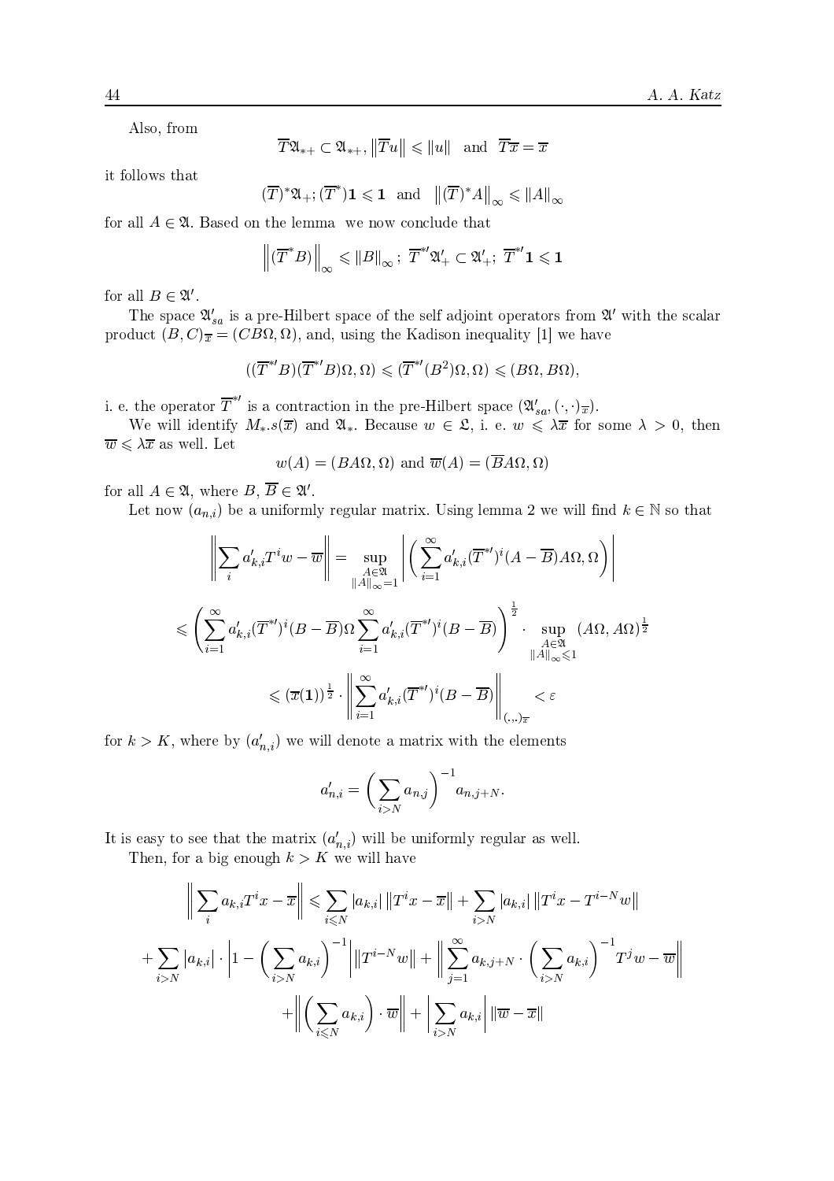Also, from

$$\overline{T}\mathfrak{A}_{*+} \subset \mathfrak{A}_{*+}, \left\|\overline{T}u\right\| \leqslant \|u\| \quad \text{and} \quad \overline{T}\overline{x} = \overline{x}$$

it follows that

$$(\overline{T})^*\mathfrak{A}_+; (\overline{T}^*)\mathbf{1} \leqslant \mathbf{1} \quad \text{and} \quad \left\|(\overline{T})^* A\right\|_\infty \leqslant \|A\|_\infty$$

for all $A \in \mathfrak{A}$. Based on the lemma we now conclude that

$$\left\|(\overline{T}^* B)\right\|_\infty \leqslant \|B\|_\infty ;\ \overline{T}^{*\prime}\mathfrak{A}'_+ \subset \mathfrak{A}'_+;\ \overline{T}^{*\prime}\mathbf{1} \leqslant \mathbf{1}$$

for all $B \in \mathfrak{A}'$.

The space $\mathfrak{A}'_{sa}$ is a pre-Hilbert space of the self adjoint operators from $\mathfrak{A}'$ with the scalar product $(B, C)_{\overline{x}} = (CB\Omega, \Omega)$, and, using the Kadison inequality [1] we have

$$((\overline{T}^{*\prime}B)(\overline{T}^{*\prime}B)\Omega, \Omega) \leqslant (\overline{T}^{*\prime}(B^2)\Omega, \Omega) \leqslant (B\Omega, B\Omega),$$

i. e. the operator $\overline{T}^{*\prime}$ is a contraction in the pre-Hilbert space $(\mathfrak{A}'_{sa}, (\cdot,\cdot)_{\overline{x}})$.

We will identify $M_*.s(\overline{x})$ and $\mathfrak{A}_*$. Because $w \in \mathfrak{L}$, i. e. $w \leqslant \lambda\overline{x}$ for some $\lambda > 0$, then $\overline{w} \leqslant \lambda\overline{x}$ as well. Let

$$w(A) = (BA\Omega, \Omega) \text{ and } \overline{w}(A) = (\overline{B}A\Omega, \Omega)$$

for all $A \in \mathfrak{A}$, where $B, \overline{B} \in \mathfrak{A}'$.

Let now $(a_{n,i})$ be a uniformly regular matrix. Using lemma 2 we will find $k \in \mathbb{N}$ so that

$$\left\|\sum_i a'_{k,i} T^i w - \overline{w}\right\| = \sup_{\substack{A\in\mathfrak{A}\\ \|A\|_\infty = 1}} \left|\left(\sum_{i=1}^{\infty} a'_{k,i}(\overline{T}^{*\prime})^i (A - \overline{B})A\Omega, \Omega\right)\right|$$

$$\leqslant \left(\sum_{i=1}^{\infty} a'_{k,i}(\overline{T}^{*\prime})^i (B - \overline{B})\Omega \sum_{i=1}^{\infty} a'_{k,i}(\overline{T}^{*\prime})^i (B - \overline{B})\right)^{\frac{1}{2}} \cdot \sup_{\substack{A\in\mathfrak{A}\\ \|A\|_\infty \leqslant 1}} (A\Omega, A\Omega)^{\frac{1}{2}}$$

$$\leqslant (\overline{x}(\mathbf{1}))^{\frac{1}{2}} \cdot \left\|\sum_{i=1}^{\infty} a'_{k,i}(\overline{T}^{*\prime})^i (B - \overline{B})\right\|_{(.,.)_{\overline{x}}} < \varepsilon$$

for $k > K$, where by $(a'_{n,i})$ we will denote a matrix with the elements

$$a'_{n,i} = \left(\sum_{i>N} a_{n,j}\right)^{-1} a_{n,j+N}.$$

It is easy to see that the matrix $(a'_{n,i})$ will be uniformly regular as well.

Then, for a big enough $k > K$ we will have

$$\left\|\sum_i a_{k,i} T^i x - \overline{x}\right\| \leqslant \sum_{i\leqslant N} |a_{k,i}| \left\|T^i x - \overline{x}\right\| + \sum_{i>N} |a_{k,i}| \left\|T^i x - T^{i-N} w\right\|$$

$$+ \sum_{i>N} |a_{k,i}| \cdot \left|1 - \left(\sum_{i>N} a_{k,i}\right)^{-1}\right| \left\|T^{i-N} w\right\| + \left\|\sum_{j=1}^{\infty} a_{k,j+N} \cdot \left(\sum_{i>N} a_{k,i}\right)^{-1} T^j w - \overline{w}\right\|$$

$$+ \left\|\left(\sum_{i\leqslant N} a_{k,i}\right) \cdot \overline{w}\right\| + \left|\sum_{i>N} a_{k,i}\right| \|\overline{w} - \overline{x}\|$$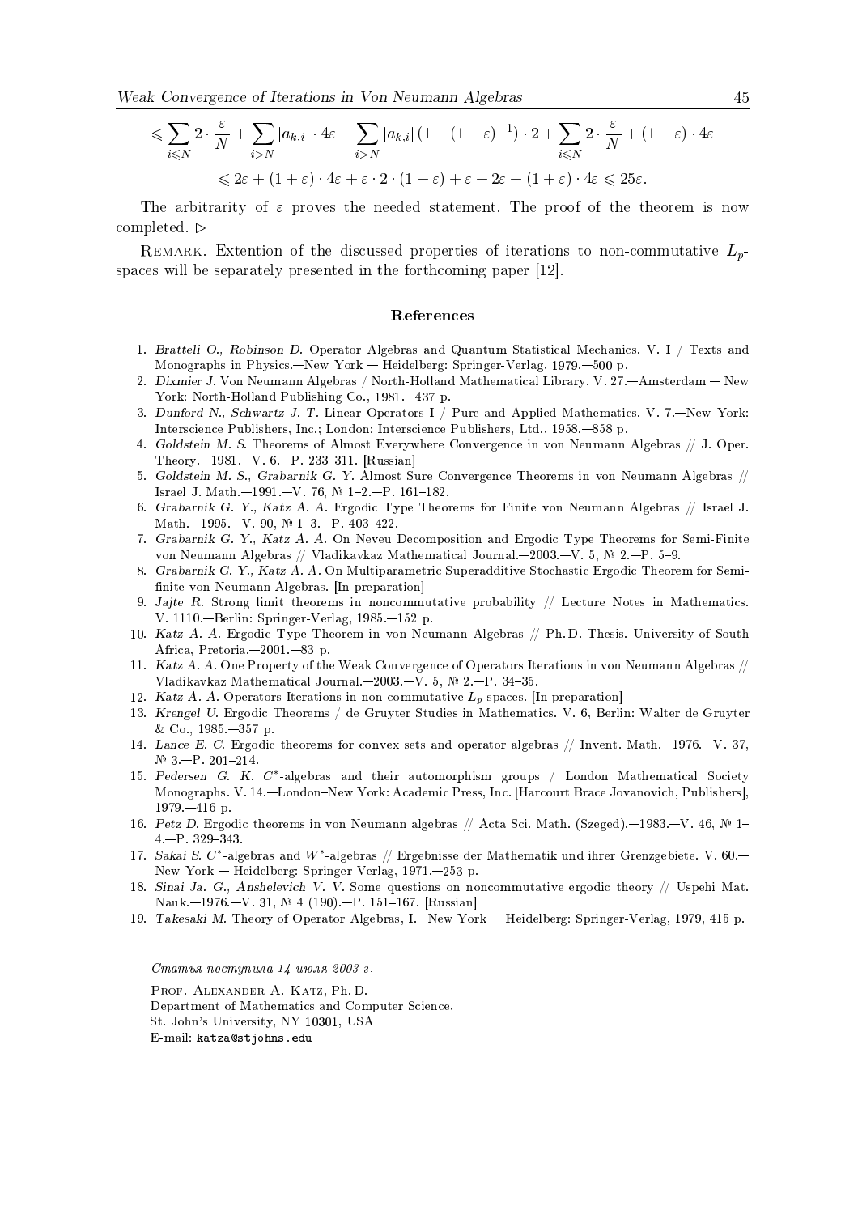$$\leqslant \sum_{i \leqslant N} 2 \cdot \frac{\varepsilon}{N} + \sum_{i>N} |a_{k,i}| \cdot 4\varepsilon + \sum_{i>N} |a_{k,i}| \left(1 - (1+\varepsilon)^{-1}\right) \cdot 2 + \sum_{i \leqslant N} 2 \cdot \frac{\varepsilon}{N} + (1+\varepsilon) \cdot 4\varepsilon$$

$$\leqslant 2\varepsilon + (1+\varepsilon) \cdot 4\varepsilon + \varepsilon \cdot 2 \cdot (1+\varepsilon) + \varepsilon + 2\varepsilon + (1+\varepsilon) \cdot 4\varepsilon \leqslant 25\varepsilon.$$

The arbitrarity of $\varepsilon$ proves the needed statement. The proof of the theorem is now completed. ▷

Remark. Extention of the discussed properties of iterations to non-commutative $L_p$-spaces will be separately presented in the forthcoming paper [12].

## References

1. *Bratteli O., Robinson D.* Operator Algebras and Quantum Statistical Mechanics. V. I / Texts and Monographs in Physics.—New York — Heidelberg: Springer-Verlag, 1979.—500 p.
2. *Dixmier J.* Von Neumann Algebras / North-Holland Mathematical Library. V. 27.—Amsterdam — New York: North-Holland Publishing Co., 1981.—437 p.
3. *Dunford N., Schwartz J. T.* Linear Operators I / Pure and Applied Mathematics. V. 7.—New York: Interscience Publishers, Inc.; London: Interscience Publishers, Ltd., 1958.—858 p.
4. *Goldstein M. S.* Theorems of Almost Everywhere Convergence in von Neumann Algebras // J. Oper. Theory.—1981.—V. 6.—P. 233–311. [Russian]
5. *Goldstein M. S., Grabarnik G. Y.* Almost Sure Convergence Theorems in von Neumann Algebras // Israel J. Math.—1991.—V. 76, № 1–2.—P. 161–182.
6. *Grabarnik G. Y., Katz A. A.* Ergodic Type Theorems for Finite von Neumann Algebras // Israel J. Math.—1995.—V. 90, № 1–3.—P. 403–422.
7. *Grabarnik G. Y., Katz A. A.* On Neveu Decomposition and Ergodic Type Theorems for Semi-Finite von Neumann Algebras // Vladikavkaz Mathematical Journal.—2003.—V. 5, № 2.—P. 5–9.
8. *Grabarnik G. Y., Katz A. A.* On Multiparametric Superadditive Stochastic Ergodic Theorem for Semi-finite von Neumann Algebras. [In preparation]
9. *Jajte R.* Strong limit theorems in noncommutative probability // Lecture Notes in Mathematics. V. 1110.—Berlin: Springer-Verlag, 1985.—152 p.
10. *Katz A. A.* Ergodic Type Theorem in von Neumann Algebras // Ph. D. Thesis. University of South Africa, Pretoria.—2001.—83 p.
11. *Katz A. A.* One Property of the Weak Convergence of Operators Iterations in von Neumann Algebras // Vladikavkaz Mathematical Journal.—2003.—V. 5, № 2.—P. 34–35.
12. *Katz A. A.* Operators Iterations in non-commutative $L_p$-spaces. [In preparation]
13. *Krengel U.* Ergodic Theorems / de Gruyter Studies in Mathematics. V. 6, Berlin: Walter de Gruyter & Co., 1985.—357 p.
14. *Lance E. C.* Ergodic theorems for convex sets and operator algebras // Invent. Math.—1976.—V. 37, № 3.—P. 201–214.
15. *Pedersen G. K.* $C^*$-algebras and their automorphism groups / London Mathematical Society Monographs. V. 14.—London–New York: Academic Press, Inc. [Harcourt Brace Jovanovich, Publishers], 1979.—416 p.
16. *Petz D.* Ergodic theorems in von Neumann algebras // Acta Sci. Math. (Szeged).—1983.—V. 46, № 1–4.—P. 329–343.
17. *Sakai S.* $C^*$-algebras and $W^*$-algebras // Ergebnisse der Mathematik und ihrer Grenzgebiete. V. 60.—New York — Heidelberg: Springer-Verlag, 1971.—253 p.
18. *Sinai Ja. G., Anshelevich V. V.* Some questions on noncommutative ergodic theory // Uspehi Mat. Nauk.—1976.—V. 31, № 4 (190).—P. 151–167. [Russian]
19. *Takesaki M.* Theory of Operator Algebras, I.—New York — Heidelberg: Springer-Verlag, 1979, 415 p.

*Статья поступила 14 июля 2003 г.*

Prof. Alexander A. Katz, Ph. D.
Department of Mathematics and Computer Science,
St. John's University, NY 10301, USA
E-mail: katza@stjohns.edu